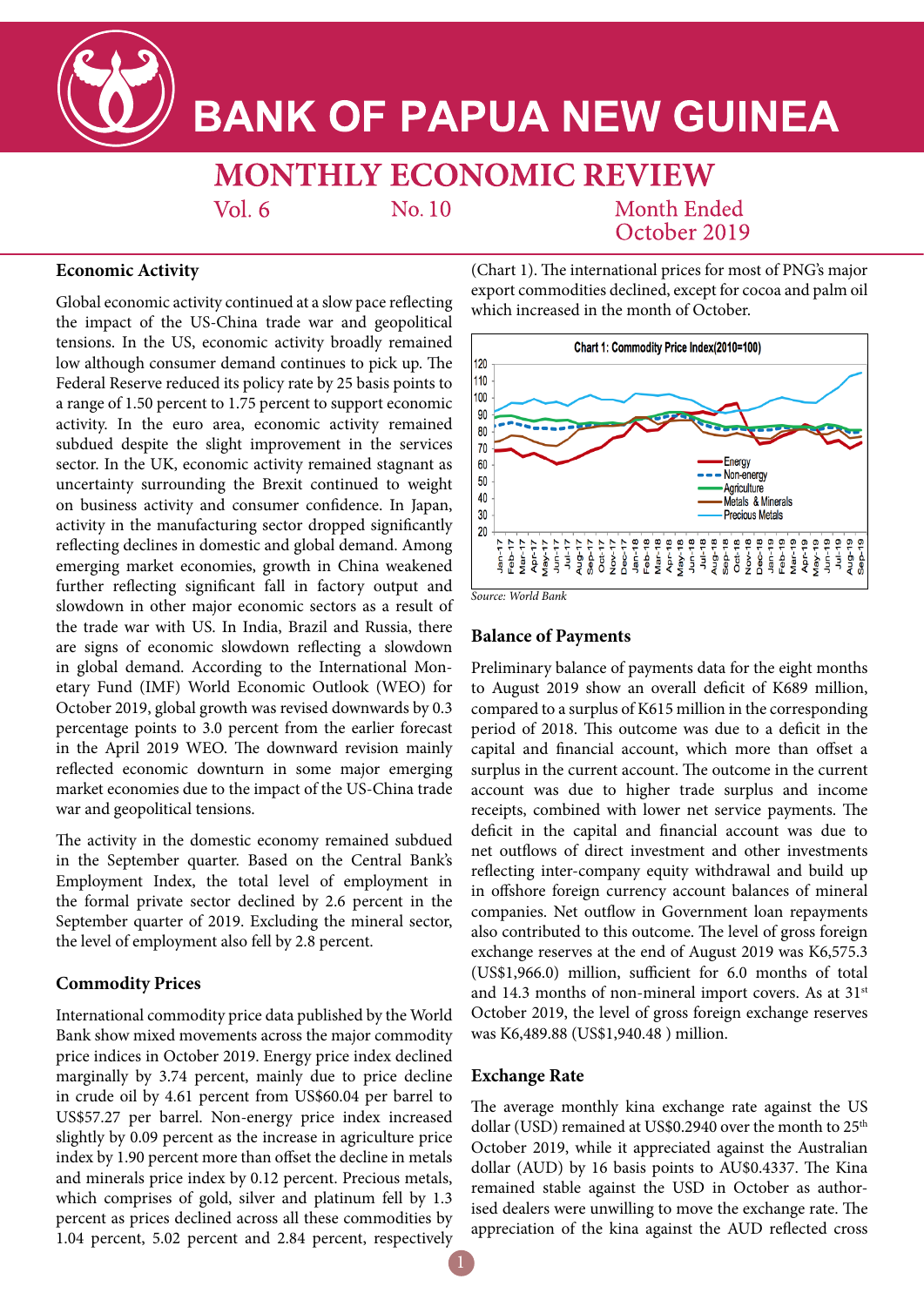# BANK OF PAPUA NEW GUINEA

## MONTHLY ECONOMIC REVIEW

Vol. 6 No. 10 Month Ended October 2019

### Economic Activity

Global economic activity continued at a slow pace reflecting the impact of the US-China trade war and geopolitical tensions. In the US, economic activity broadly remained low although consumer demand continues to pick up. The Federal Reserve reduced its policy rate by 25 basis points to a range of 1.50 percent to 1.75 percent to support economic activity. In the euro area, economic activity remained subdued despite the slight improvement in the services sector. In the UK, economic activity remained stagnant as uncertainty surrounding the Brexit continued to weight on business activity and consumer confidence. In Japan, activity in the manufacturing sector dropped significantly reflecting declines in domestic and global demand. Among emerging market economies, growth in China weakened further reflecting significant fall in factory output and slowdown in other major economic sectors as a result of the trade war with US. In India, Brazil and Russia, there are signs of economic slowdown reflecting a slowdown in global demand. According to the International Monetary Fund (IMF) World Economic Outlook (WEO) for October 2019, global growth was revised downwards by 0.3 percentage points to 3.0 percent from the earlier forecast in the April 2019 WEO. The downward revision mainly reflected economic downturn in some major emerging market economies due to the impact of the US-China trade war and geopolitical tensions.

The activity in the domestic economy remained subdued in the September quarter. Based on the Central Bank's Employment Index, the total level of employment in the formal private sector declined by 2.6 percent in the September quarter of 2019. Excluding the mineral sector, the level of employment also fell by 2.8 percent.

### Commodity Prices

International commodity price data published by the World Bank show mixed movements across the major commodity price indices in October 2019. Energy price index declined marginally by 3.74 percent, mainly due to price decline in crude oil by 4.61 percent from US$60.04 per barrel to US$57.27 per barrel. Non-energy price index increased slightly by 0.09 percent as the increase in agriculture price index by 1.90 percent more than offset the decline in metals and minerals price index by 0.12 percent. Precious metals, which comprises of gold, silver and platinum fell by 1.3 percent as prices declined across all these commodities by 1.04 percent, 5.02 percent and 2.84 percent, respectively (Chart 1). The international prices for most of PNG's major export commodities declined, except for cocoa and palm oil which increased in the month of October.

**Chart 1: Commodity Price Index(2010=100)**

*Source: World Bank*

### Balance of Payments

Preliminary balance of payments data for the eight months to August 2019 show an overall deficit of K689 million, compared to a surplus of K615 million in the corresponding period of 2018. This outcome was due to a deficit in the capital and financial account, which more than offset a surplus in the current account. The outcome in the current account was due to higher trade surplus and income receipts, combined with lower net service payments. The deficit in the capital and financial account was due to net outflows of direct investment and other investments reflecting inter-company equity withdrawal and build up in offshore foreign currency account balances of mineral companies. Net outflow in Government loan repayments also contributed to this outcome. The level of gross foreign exchange reserves at the end of August 2019 was K6,575.3 (US$1,966.0) million, sufficient for 6.0 months of total and 14.3 months of non-mineral import covers. As at 31st October 2019, the level of gross foreign exchange reserves was K6,489.88 (US$1,940.48 ) million.

### Exchange Rate

The average monthly kina exchange rate against the US dollar (USD) remained at US$0.2940 over the month to 25th October 2019, while it appreciated against the Australian dollar (AUD) by 16 basis points to AU$0.4337. The Kina remained stable against the USD in October as authorised dealers were unwilling to move the exchange rate. The appreciation of the kina against the AUD reflected cross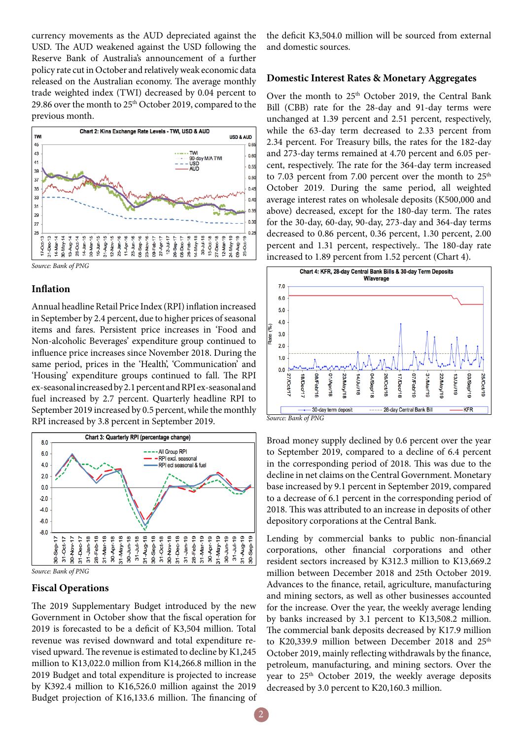currency movements as the AUD depreciated against the USD. The AUD weakened against the USD following the Reserve Bank of Australia's announcement of a further policy rate cut in October and relatively weak economic data released on the Australian economy. The average monthly trade weighted index (TWI) decreased by 0.04 percent to 29.86 over the month to 25th October 2019, compared to the previous month.

Chart 2: Kina Exchange Rate Levels - TWI, USD & AUD

*Source: Bank of PNG*

## Inflation

Annual headline Retail Price Index (RPI) inflation increased in September by 2.4 percent, due to higher prices of seasonal items and fares. Persistent price increases in 'Food and Non-alcoholic Beverages' expenditure group continued to influence price increases since November 2018. During the same period, prices in the 'Health', 'Communication' and 'Housing' expenditure groups continued to fall. The RPI ex-seasonal increased by 2.1 percent and RPI ex-seasonal and fuel increased by 2.7 percent. Quarterly headline RPI to September 2019 increased by 0.5 percent, while the monthly RPI increased by 3.8 percent in September 2019.

Chart 3: Quarterly RPI (percentage change)

*Source: Bank of PNG*

## Fiscal Operations

The 2019 Supplementary Budget introduced by the new Government in October show that the fiscal operation for 2019 is forecasted to be a deficit of K3,504 million. Total revenue was revised downward and total expenditure revised upward. The revenue is estimated to decline by K1,245 million to K13,022.0 million from K14,266.8 million in the 2019 Budget and total expenditure is projected to increase by K392.4 million to K16,526.0 million against the 2019 Budget projection of K16,133.6 million. The financing of the deficit K3,504.0 million will be sourced from external and domestic sources.

## Domestic Interest Rates & Monetary Aggregates

Over the month to 25th October 2019, the Central Bank Bill (CBB) rate for the 28-day and 91-day terms were unchanged at 1.39 percent and 2.51 percent, respectively, while the 63-day term decreased to 2.33 percent from 2.34 percent. For Treasury bills, the rates for the 182-day and 273-day terms remained at 4.70 percent and 6.05 percent, respectively. The rate for the 364-day term increased to 7.03 percent from 7.00 percent over the month to 25th October 2019. During the same period, all weighted average interest rates on wholesale deposits (K500,000 and above) decreased, except for the 180-day term. The rates for the 30-day, 60-day, 90-day, 273-day and 364-day terms decreased to 0.86 percent, 0.36 percent, 1.30 percent, 2.00 percent and 1.31 percent, respectively.. The 180-day rate increased to 1.89 percent from 1.52 percent (Chart 4).

Chart 4: KFR, 28-day Central Bank Bills & 30-day Term Deposits W/average

*Source: Bank of PNG*

Broad money supply declined by 0.6 percent over the year to September 2019, compared to a decline of 6.4 percent in the corresponding period of 2018. This was due to the decline in net claims on the Central Government. Monetary base increased by 9.1 percent in September 2019, compared to a decrease of 6.1 percent in the corresponding period of 2018. This was attributed to an increase in deposits of other depository corporations at the Central Bank.

Lending by commercial banks to public non-financial corporations, other financial corporations and other resident sectors increased by K312.3 million to K13,669.2 million between December 2018 and 25th October 2019. Advances to the finance, retail, agriculture, manufacturing and mining sectors, as well as other businesses accounted for the increase. Over the year, the weekly average lending by banks increased by 3.1 percent to K13,508.2 million. The commercial bank deposits decreased by K17.9 million to K20,339.9 million between December 2018 and 25th October 2019, mainly reflecting withdrawals by the finance, petroleum, manufacturing, and mining sectors. Over the year to 25th October 2019, the weekly average deposits decreased by 3.0 percent to K20,160.3 million.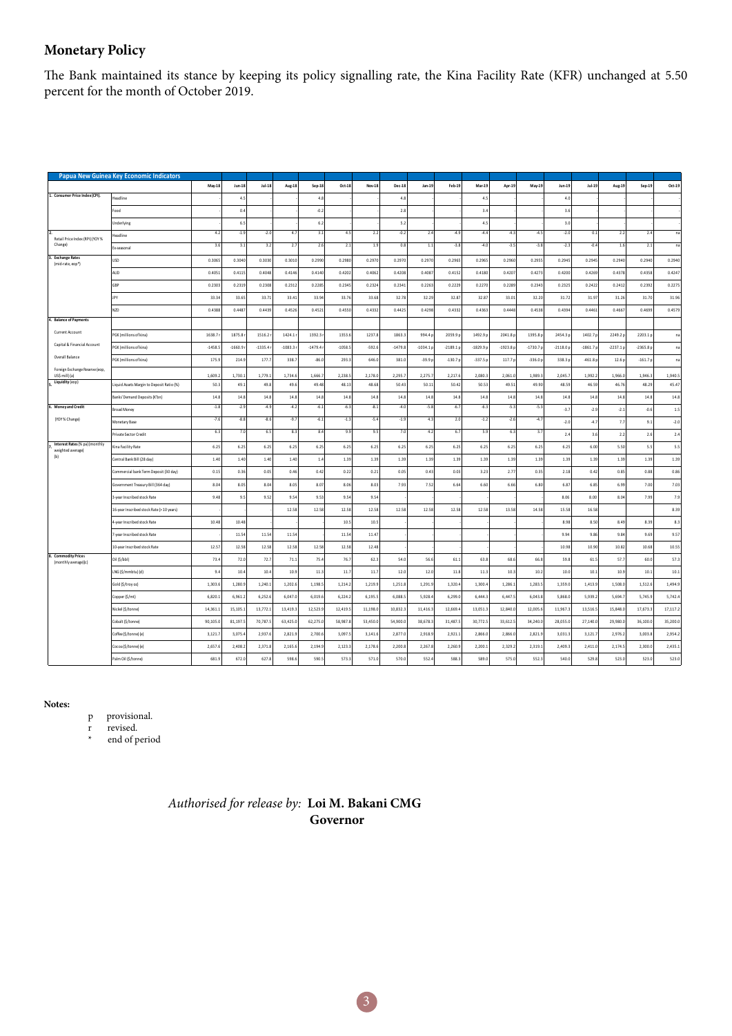## Monetary Policy

The Bank maintained its stance by keeping its policy signalling rate, the Kina Facility Rate (KFR) unchanged at 5.50 percent for the month of October 2019.

**Papua New Guinea Key Economic Indicators**

| | | May-18 | Jun-18 | Jul-18 | Aug-18 | Sep-18 | Oct-18 | Nov-18 | Dec-18 | Jan-19 | Feb-19 | Mar-19 | Apr-19 | May-19 | Jun-19 | Jul-19 | Aug-19 | Sep-19 | Oct-19 |
|---|---|---|---|---|---|---|---|---|---|---|---|---|---|---|---|---|---|---|---|
| 1. Consumer Price Index (CPI). | Headline | - | 4.5 | - | - | 4.8 | - | - | 4.8 | - | - | 4.5 | - | - | 4.0 | - | - | - | - |
| | Food | - | 0.4 | - | - | -0.2 | - | - | 2.8 | - | - | 3.4 | - | - | 3.6 | - | - | - | - |
| | Underlying | - | 6.5 | - | - | 6.2 | - | - | 5.2 | - | - | 4.5 | - | - | 3.0 | - | - | - | - |
| 2. Retail Price Index (RPI) (YOY % Change) | Headline | 4.2 | -1.9 | -2.0 | 4.7 | 3.1 | 4.5 | 2.2 | -0.2 | 2.4 | -4.9 | -4.4 | -4.3 | -4.5 | -2.0 | 0.1 | 2.2 | 2.4 | na |
| | Ex-seasonal | 3.6 | 3.1 | 3.2 | 2.7 | 2.6 | 2.1 | 1.9 | 0.8 | 1.1 | -3.8 | -4.0 | -3.5 | -3.8 | -2.3 | -0.4 | 1.6 | 2.1 | na |
| 3. Exchange Rates (mid-rate, eop*) | USD | 0.3065 | 0.3040 | 0.3030 | 0.3010 | 0.2990 | 0.2980 | 0.2970 | 0.2970 | 0.2970 | 0.2965 | 0.2965 | 0.2960 | 0.2955 | 0.2945 | 0.2945 | 0.2940 | 0.2940 | 0.2940 |
| | AUD | 0.4051 | 0.4115 | 0.4048 | 0.4146 | 0.4140 | 0.4202 | 0.4062 | 0.4208 | 0.4087 | 0.4152 | 0.4180 | 0.4207 | 0.4273 | 0.4200 | 0.4269 | 0.4378 | 0.4358 | 0.4247 |
| | GBP | 0.2303 | 0.2319 | 0.2308 | 0.2312 | 0.2285 | 0.2345 | 0.2324 | 0.2341 | 0.2263 | 0.2229 | 0.2270 | 0.2289 | 0.2343 | 0.2325 | 0.2422 | 0.2412 | 0.2392 | 0.2275 |
| | JPY | 33.34 | 33.65 | 33.71 | 33.41 | 33.94 | 33.76 | 33.68 | 32.78 | 32.29 | 32.87 | 32.87 | 33.01 | 32.20 | 31.72 | 31.97 | 31.26 | 31.70 | 31.96 |
| | NZD | 0.4388 | 0.4487 | 0.4439 | 0.4526 | 0.4521 | 0.4550 | 0.4332 | 0.4425 | 0.4298 | 0.4332 | 0.4363 | 0.4448 | 0.4538 | 0.4394 | 0.4461 | 0.4667 | 0.4699 | 0.4579 |
| 4. Balance of Payments | | | | | | | | | | | | | | | | | | | |
| Current Account | PGK (millions of kina) | 1638.7 r | 1875.8 r | 1516.2 r | 1424.1 r | 1392.3 r | 1353.6 | 1237.8 | 1863.3 | 994.4 p | 2059.9 p | 1492.9 p | 2041.8 p | 1395.8 p | 2454.3 p | 1402.7 p | 2249.2 p | 2203.1 p | na |
| Capital & Financial Account | PGK (millions of kina) | -1458.5 | -1660.9 r | -1335.4 r | -1083.3 r | -1479.4 r | -1058.5 | -592.6 | -1479.8 | -1034.1 p | -2189.1 p | -1829.9 p | -1923.8 p | -1730.7 p | -2118.0 p | -1861.7 p | -2237.1 p | -2365.8 p | na |
| Overall Balance | PGK (millions of kina) | 175.9 | 214.9 | 177.7 | 338.7 | -86.0 | 293.3 | 646.0 | 381.0 | -39.9 p | -130.7 p | -337.5 p | 117.7 p | -336.0 p | 338.3 p | -461.8 p | 12.6 p | -161.7 p | na |
| Foreign Exchange Reserve (eop, US$ mill) (a) | | 1,609.2 | 1,730.1 | 1,779.1 | 1,734.6 | 1,666.7 | 2,238.5 | 2,178.0 | 2,295.7 | 2,275.7 | 2,217.6 | 2,080.3 | 2,061.0 | 1,989.3 | 2,045.7 | 1,992.2 | 1,966.0 | 1,946.3 | 1,940.5 |
| 5. Liquidity (eop) | Liquid Assets Margin to Deposit Ratio (%) | 50.3 | 49.1 | 49.8 | 49.6 | 49.48 | 48.13 | 48.68 | 50.43 | 50.11 | 50.42 | 50.53 | 49.51 | 49.90 | 48.59 | 46.59 | 46.76 | 48.29 | 45.47 |
| | Banks' Demand Deposits (K'bn) | 14.8 | 14.8 | 14.8 | 14.8 | 14.8 | 14.8 | 14.8 | 14.8 | 14.8 | 14.8 | 14.8 | 14.8 | 14.8 | 14.8 | 14.8 | 14.8 | 14.8 | 14.8 |
| 6. Money and Credit (YOY % Change) | Broad Money | -1.8 | -2.9 | -4.9 | -4.2 | -6.1 | -6.3 | -8.1 | -4.0 | -5.8 | -6.7 | -6.3 | -5.3 | -5.3 | -3.7 | -2.9 | -2.1 | -0.6 | 1.5 |
| | Monetary Base | -7.6 | -8.8 | -8.6 | -9.7 | -6.1 | -1.3 | -5.4 | -1.9 | -4.3 | 2.0 | -1.2 | -2.6 | -4.7 | -2.0 | -4.7 | 7.7 | 9.1 | -2.0 |
| | Private Sector Credit | 6.3 | 7.0 | 6.5 | 8.3 | 8.4 | 9.9 | 9.5 | 7.0 | 4.2 | 6.7 | 5.9 | 6.3 | 5.7 | 2.4 | 3.6 | 2.2 | 2.6 | 2.4 |
| 7. Interest Rates (% pa) (monthly weighted average) (b) | Kina Facility Rate | 6.25 | 6.25 | 6.25 | 6.25 | 6.25 | 6.25 | 6.25 | 6.25 | 6.25 | 6.25 | 6.25 | 6.25 | 6.25 | 6.25 | 6.00 | 5.50 | 5.5 | 5.5 |
| | Central Bank Bill (28 day) | 1.40 | 1.40 | 1.40 | 1.40 | 1.4 | 1.39 | 1.39 | 1.39 | 1.39 | 1.39 | 1.39 | 1.39 | 1.39 | 1.39 | 1.39 | 1.39 | 1.39 | 1.39 |
| | Commercial bank Term Deposit (30 day) | 0.15 | 0.36 | 0.05 | 0.46 | 0.42 | 0.22 | 0.21 | 0.05 | 0.43 | 0.03 | 3.23 | 2.77 | 0.35 | 2.18 | 0.42 | 0.85 | 0.88 | 0.86 |
| | Government Treasury Bill (364 day) | 8.04 | 8.05 | 8.04 | 8.05 | 8.07 | 8.06 | 8.03 | 7.93 | 7.52 | 6.64 | 6.60 | 6.66 | 6.80 | 6.87 | 6.85 | 6.99 | 7.00 | 7.03 |
| | 3-year Inscribed stock Rate | 9.48 | 9.5 | 9.52 | 9.54 | 9.53 | 9.54 | 9.54 | - | - | - | - | - | - | 8.06 | 8.00 | 8.04 | 7.99 | 7.9 |
| | 16-year Inscribed stock Rate (>10 years) | - | - | - | 12.58 | 12.58 | 12.58 | 12.58 | 12.58 | 12.58 | 12.58 | 12.58 | 13.58 | 14.58 | 15.58 | 16.58 | | | 8.39 |
| | 4-year Inscribed stock Rate | 10.48 | 10.48 | - | - | - | 10.5 | 10.5 | - | - | - | - | - | - | 8.98 | 8.50 | 8.49 | 8.39 | 8.3 |
| | 7-year Inscribed stock Rate | - | 11.54 | 11.54 | 11.54 | - | 11.54 | 11.47 | - | - | - | - | - | - | 9.94 | 9.86 | 9.84 | 9.69 | 9.57 |
| | 10-year Inscribed stock Rate | 12.57 | 12.58 | 12.58 | 12.58 | 12.58 | 12.58 | 12.48 | - | - | - | - | - | - | 10.98 | 10.90 | 10.82 | 10.68 | 10.55 |
| 8. Commodity Prices (monthly average)(c) | Oil ($/bbl) | 73.4 | 72.0 | 72.7 | 71.1 | 75.4 | 76.7 | 62.3 | 54.0 | 56.6 | 61.1 | 63.8 | 68.6 | 66.8 | 59.8 | 61.5 | 57.7 | 60.0 | 57.3 |
| | LNG ($/mmbtu) (d) | 9.4 | 10.4 | 10.4 | 10.9 | 11.3 | 11.7 | 11.7 | 12.0 | 12.0 | 11.8 | 11.3 | 10.3 | 10.2 | 10.0 | 10.1 | 10.9 | 10.1 | 10.1 |
| | Gold ($/troy oz) | 1,303.6 | 1,280.9 | 1,240.1 | 1,202.6 | 1,198.5 | 1,214.2 | 1,219.9 | 1,251.8 | 1,291.9 | 1,320.4 | 1,300.4 | 1,286.1 | 1,283.5 | 1,359.0 | 1,413.9 | 1,508.0 | 1,512.6 | 1,494.9 |
| | Copper ($/mt) | 6,820.1 | 6,961.2 | 6,252.6 | 6,047.0 | 6,019.6 | 6,224.2 | 6,195.5 | 6,088.5 | 5,928.4 | 6,299.0 | 6,444.3 | 6,447.5 | 6,043.8 | 5,868.0 | 5,939.2 | 5,694.7 | 5,745.9 | 5,742.4 |
| | Nickel ($/tonne) | 14,361.1 | 15,105.1 | 13,772.1 | 13,419.3 | 12,523.9 | 12,419.5 | 11,198.0 | 10,832.3 | 11,416.3 | 12,669.4 | 13,051.3 | 12,840.0 | 12,005.6 | 11,967.3 | 13,516.5 | 15,848.0 | 17,673.3 | 17,117.2 |
| | Cobalt ($/tonne) | 90,105.0 | 81,197.5 | 70,787.5 | 63,425.0 | 62,275.0 | 58,987.8 | 53,450.0 | 54,900.0 | 38,678.3 | 31,487.5 | 30,772.5 | 33,612.5 | 34,240.0 | 28,055.0 | 27,140.0 | 29,980.0 | 36,100.0 | 35,200.0 |
| | Coffee ($/tonne) (e) | 3,121.7 | 3,075.4 | 2,937.6 | 2,821.9 | 2,700.6 | 3,097.5 | 3,141.6 | 2,877.0 | 2,918.9 | 2,921.1 | 2,866.0 | 2,866.0 | 2,821.9 | 3,031.3 | 3,121.7 | 2,976.2 | 3,003.8 | 2,954.2 |
| | Cocoa ($/tonne) (e) | 2,657.6 | 2,408.2 | 2,371.8 | 2,165.6 | 2,194.9 | 2,123.3 | 2,178.6 | 2,200.8 | 2,267.8 | 2,260.9 | 2,200.1 | 2,329.2 | 2,319.1 | 2,409.3 | 2,411.0 | 2,174.5 | 2,300.0 | 2,435.1 |
| | Palm Oil ($/tonne) | 681.9 | 672.0 | 627.8 | 598.6 | 590.5 | 573.3 | 571.0 | 570.0 | 552.4 | 588.3 | 589.0 | 575.0 | 552.3 | 540.0 | 529.8 | 523.0 | 523.0 | 523.0 |

**Notes:**

- p provisional.
- r revised.
- * end of period

*Authorised for release by:* **Loi M. Bakani CMG**
**Governor**